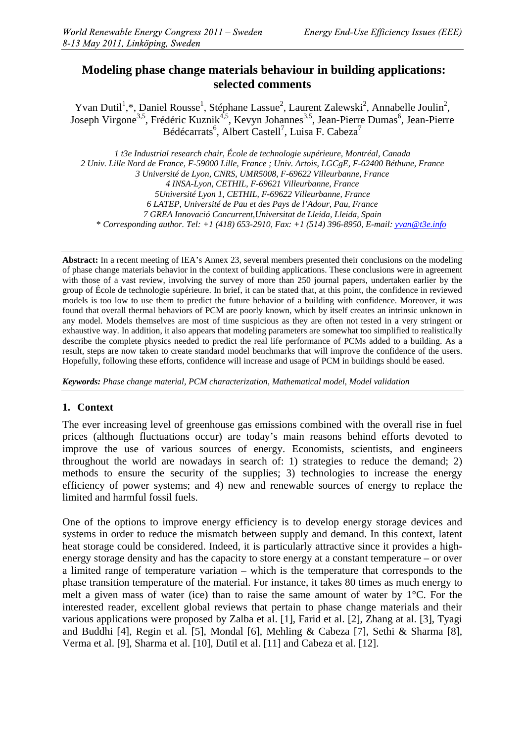# Modeling phase change materials behaviour in building applications: selected comments

Yvan Dutil[1],*, Daniel Rousse[1], Stéphane Lassue[2], Laurent Zalewski[2], Annabelle Joulin[2], Joseph Virgone[3,5], Frédéric Kuznik[4,5], Kevyn Johannes[3,5], Jean-Pierre Dumas[6], Jean-Pierre Bédécarrats[6], Albert Castell[7], Luisa F. Cabeza[7]

*1 t3e Industrial research chair, École de technologie supérieure, Montréal, Canada*
*2 Univ. Lille Nord de France, F-59000 Lille, France ; Univ. Artois, LGCgE, F-62400 Béthune, France*
*3 Université de Lyon, CNRS, UMR5008, F-69622 Villeurbanne, France*
*4 INSA-Lyon, CETHIL, F-69621 Villeurbanne, France*
*5Université Lyon 1, CETHIL, F-69622 Villeurbanne, France*
*6 LATEP, Université de Pau et des Pays de l'Adour, Pau, France*
*7 GREA Innovació Concurrent,Universitat de Lleida, Lleida, Spain*
*\* Corresponding author. Tel: +1 (418) 653-2910, Fax: +1 (514) 396-8950, E-mail: yvan@t3e.info*

**Abstract:** In a recent meeting of IEA's Annex 23, several members presented their conclusions on the modeling of phase change materials behavior in the context of building applications. These conclusions were in agreement with those of a vast review, involving the survey of more than 250 journal papers, undertaken earlier by the group of École de technologie supérieure. In brief, it can be stated that, at this point, the confidence in reviewed models is too low to use them to predict the future behavior of a building with confidence. Moreover, it was found that overall thermal behaviors of PCM are poorly known, which by itself creates an intrinsic unknown in any model. Models themselves are most of time suspicious as they are often not tested in a very stringent or exhaustive way. In addition, it also appears that modeling parameters are somewhat too simplified to realistically describe the complete physics needed to predict the real life performance of PCMs added to a building. As a result, steps are now taken to create standard model benchmarks that will improve the confidence of the users. Hopefully, following these efforts, confidence will increase and usage of PCM in buildings should be eased.

***Keywords:*** *Phase change material, PCM characterization, Mathematical model, Model validation*

## 1. Context

The ever increasing level of greenhouse gas emissions combined with the overall rise in fuel prices (although fluctuations occur) are today's main reasons behind efforts devoted to improve the use of various sources of energy. Economists, scientists, and engineers throughout the world are nowadays in search of: 1) strategies to reduce the demand; 2) methods to ensure the security of the supplies; 3) technologies to increase the energy efficiency of power systems; and 4) new and renewable sources of energy to replace the limited and harmful fossil fuels.

One of the options to improve energy efficiency is to develop energy storage devices and systems in order to reduce the mismatch between supply and demand. In this context, latent heat storage could be considered. Indeed, it is particularly attractive since it provides a high-energy storage density and has the capacity to store energy at a constant temperature – or over a limited range of temperature variation – which is the temperature that corresponds to the phase transition temperature of the material. For instance, it takes 80 times as much energy to melt a given mass of water (ice) than to raise the same amount of water by 1°C. For the interested reader, excellent global reviews that pertain to phase change materials and their various applications were proposed by Zalba et al. [1], Farid et al. [2], Zhang at al. [3], Tyagi and Buddhi [4], Regin et al. [5], Mondal [6], Mehling & Cabeza [7], Sethi & Sharma [8], Verma et al. [9], Sharma et al. [10], Dutil et al. [11] and Cabeza et al. [12].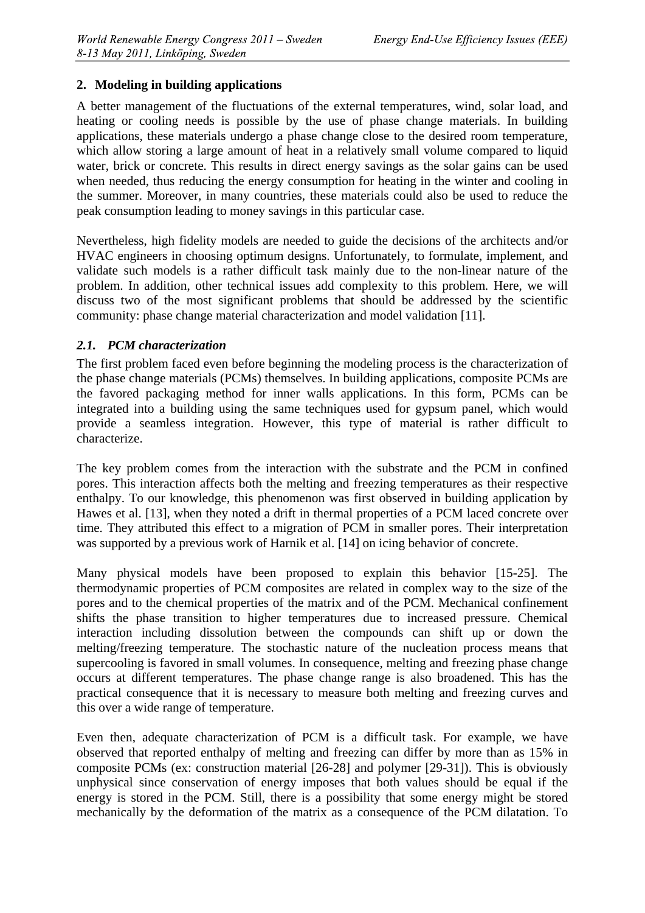## 2. Modeling in building applications

A better management of the fluctuations of the external temperatures, wind, solar load, and heating or cooling needs is possible by the use of phase change materials. In building applications, these materials undergo a phase change close to the desired room temperature, which allow storing a large amount of heat in a relatively small volume compared to liquid water, brick or concrete. This results in direct energy savings as the solar gains can be used when needed, thus reducing the energy consumption for heating in the winter and cooling in the summer. Moreover, in many countries, these materials could also be used to reduce the peak consumption leading to money savings in this particular case.

Nevertheless, high fidelity models are needed to guide the decisions of the architects and/or HVAC engineers in choosing optimum designs. Unfortunately, to formulate, implement, and validate such models is a rather difficult task mainly due to the non-linear nature of the problem. In addition, other technical issues add complexity to this problem. Here, we will discuss two of the most significant problems that should be addressed by the scientific community: phase change material characterization and model validation [11].

### *2.1. PCM characterization*

The first problem faced even before beginning the modeling process is the characterization of the phase change materials (PCMs) themselves. In building applications, composite PCMs are the favored packaging method for inner walls applications. In this form, PCMs can be integrated into a building using the same techniques used for gypsum panel, which would provide a seamless integration. However, this type of material is rather difficult to characterize.

The key problem comes from the interaction with the substrate and the PCM in confined pores. This interaction affects both the melting and freezing temperatures as their respective enthalpy. To our knowledge, this phenomenon was first observed in building application by Hawes et al. [13], when they noted a drift in thermal properties of a PCM laced concrete over time. They attributed this effect to a migration of PCM in smaller pores. Their interpretation was supported by a previous work of Harnik et al. [14] on icing behavior of concrete.

Many physical models have been proposed to explain this behavior [15-25]. The thermodynamic properties of PCM composites are related in complex way to the size of the pores and to the chemical properties of the matrix and of the PCM. Mechanical confinement shifts the phase transition to higher temperatures due to increased pressure. Chemical interaction including dissolution between the compounds can shift up or down the melting/freezing temperature. The stochastic nature of the nucleation process means that supercooling is favored in small volumes. In consequence, melting and freezing phase change occurs at different temperatures. The phase change range is also broadened. This has the practical consequence that it is necessary to measure both melting and freezing curves and this over a wide range of temperature.

Even then, adequate characterization of PCM is a difficult task. For example, we have observed that reported enthalpy of melting and freezing can differ by more than as 15% in composite PCMs (ex: construction material [26-28] and polymer [29-31]). This is obviously unphysical since conservation of energy imposes that both values should be equal if the energy is stored in the PCM. Still, there is a possibility that some energy might be stored mechanically by the deformation of the matrix as a consequence of the PCM dilatation. To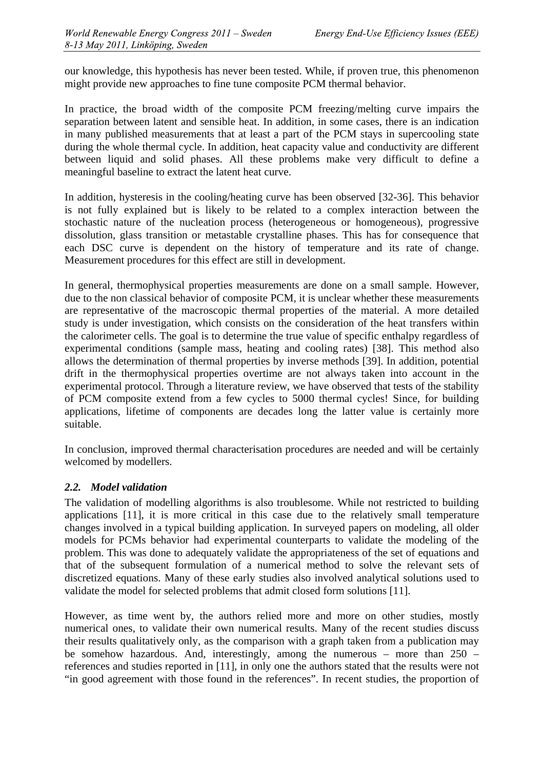our knowledge, this hypothesis has never been tested. While, if proven true, this phenomenon might provide new approaches to fine tune composite PCM thermal behavior.

In practice, the broad width of the composite PCM freezing/melting curve impairs the separation between latent and sensible heat. In addition, in some cases, there is an indication in many published measurements that at least a part of the PCM stays in supercooling state during the whole thermal cycle. In addition, heat capacity value and conductivity are different between liquid and solid phases. All these problems make very difficult to define a meaningful baseline to extract the latent heat curve.

In addition, hysteresis in the cooling/heating curve has been observed [32-36]. This behavior is not fully explained but is likely to be related to a complex interaction between the stochastic nature of the nucleation process (heterogeneous or homogeneous), progressive dissolution, glass transition or metastable crystalline phases. This has for consequence that each DSC curve is dependent on the history of temperature and its rate of change. Measurement procedures for this effect are still in development.

In general, thermophysical properties measurements are done on a small sample. However, due to the non classical behavior of composite PCM, it is unclear whether these measurements are representative of the macroscopic thermal properties of the material. A more detailed study is under investigation, which consists on the consideration of the heat transfers within the calorimeter cells. The goal is to determine the true value of specific enthalpy regardless of experimental conditions (sample mass, heating and cooling rates) [38]. This method also allows the determination of thermal properties by inverse methods [39]. In addition, potential drift in the thermophysical properties overtime are not always taken into account in the experimental protocol. Through a literature review, we have observed that tests of the stability of PCM composite extend from a few cycles to 5000 thermal cycles! Since, for building applications, lifetime of components are decades long the latter value is certainly more suitable.

In conclusion, improved thermal characterisation procedures are needed and will be certainly welcomed by modellers.

### *2.2. Model validation*

The validation of modelling algorithms is also troublesome. While not restricted to building applications [11], it is more critical in this case due to the relatively small temperature changes involved in a typical building application. In surveyed papers on modeling, all older models for PCMs behavior had experimental counterparts to validate the modeling of the problem. This was done to adequately validate the appropriateness of the set of equations and that of the subsequent formulation of a numerical method to solve the relevant sets of discretized equations. Many of these early studies also involved analytical solutions used to validate the model for selected problems that admit closed form solutions [11].

However, as time went by, the authors relied more and more on other studies, mostly numerical ones, to validate their own numerical results. Many of the recent studies discuss their results qualitatively only, as the comparison with a graph taken from a publication may be somehow hazardous. And, interestingly, among the numerous – more than 250 – references and studies reported in [11], in only one the authors stated that the results were not "in good agreement with those found in the references". In recent studies, the proportion of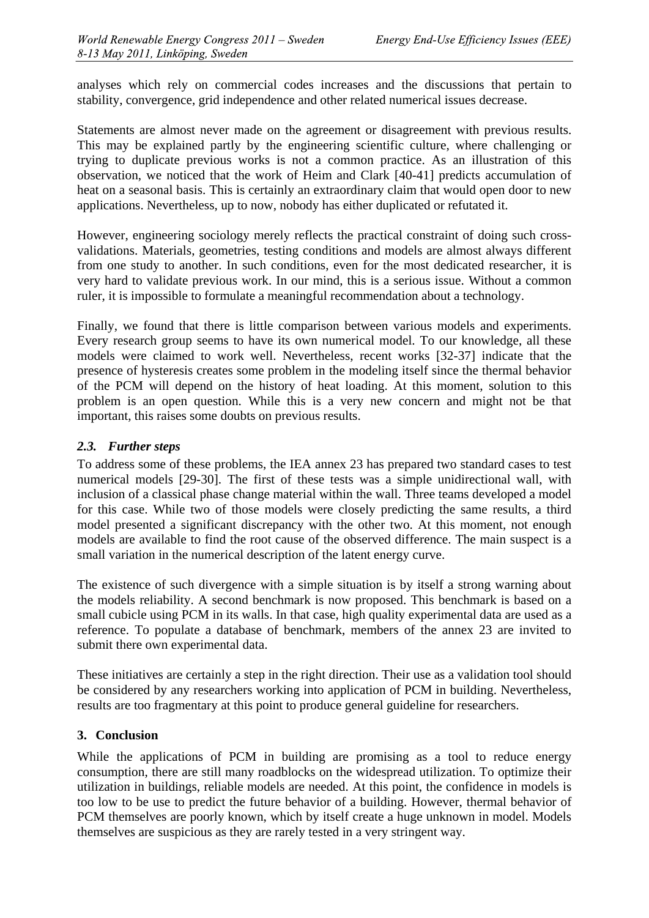analyses which rely on commercial codes increases and the discussions that pertain to stability, convergence, grid independence and other related numerical issues decrease.

Statements are almost never made on the agreement or disagreement with previous results. This may be explained partly by the engineering scientific culture, where challenging or trying to duplicate previous works is not a common practice. As an illustration of this observation, we noticed that the work of Heim and Clark [40-41] predicts accumulation of heat on a seasonal basis. This is certainly an extraordinary claim that would open door to new applications. Nevertheless, up to now, nobody has either duplicated or refutated it.

However, engineering sociology merely reflects the practical constraint of doing such cross-validations. Materials, geometries, testing conditions and models are almost always different from one study to another. In such conditions, even for the most dedicated researcher, it is very hard to validate previous work. In our mind, this is a serious issue. Without a common ruler, it is impossible to formulate a meaningful recommendation about a technology.

Finally, we found that there is little comparison between various models and experiments. Every research group seems to have its own numerical model. To our knowledge, all these models were claimed to work well. Nevertheless, recent works [32-37] indicate that the presence of hysteresis creates some problem in the modeling itself since the thermal behavior of the PCM will depend on the history of heat loading. At this moment, solution to this problem is an open question. While this is a very new concern and might not be that important, this raises some doubts on previous results.

### *2.3. Further steps*

To address some of these problems, the IEA annex 23 has prepared two standard cases to test numerical models [29-30]. The first of these tests was a simple unidirectional wall, with inclusion of a classical phase change material within the wall. Three teams developed a model for this case. While two of those models were closely predicting the same results, a third model presented a significant discrepancy with the other two. At this moment, not enough models are available to find the root cause of the observed difference. The main suspect is a small variation in the numerical description of the latent energy curve.

The existence of such divergence with a simple situation is by itself a strong warning about the models reliability. A second benchmark is now proposed. This benchmark is based on a small cubicle using PCM in its walls. In that case, high quality experimental data are used as a reference. To populate a database of benchmark, members of the annex 23 are invited to submit there own experimental data.

These initiatives are certainly a step in the right direction. Their use as a validation tool should be considered by any researchers working into application of PCM in building. Nevertheless, results are too fragmentary at this point to produce general guideline for researchers.

## 3. Conclusion

While the applications of PCM in building are promising as a tool to reduce energy consumption, there are still many roadblocks on the widespread utilization. To optimize their utilization in buildings, reliable models are needed. At this point, the confidence in models is too low to be use to predict the future behavior of a building. However, thermal behavior of PCM themselves are poorly known, which by itself create a huge unknown in model. Models themselves are suspicious as they are rarely tested in a very stringent way.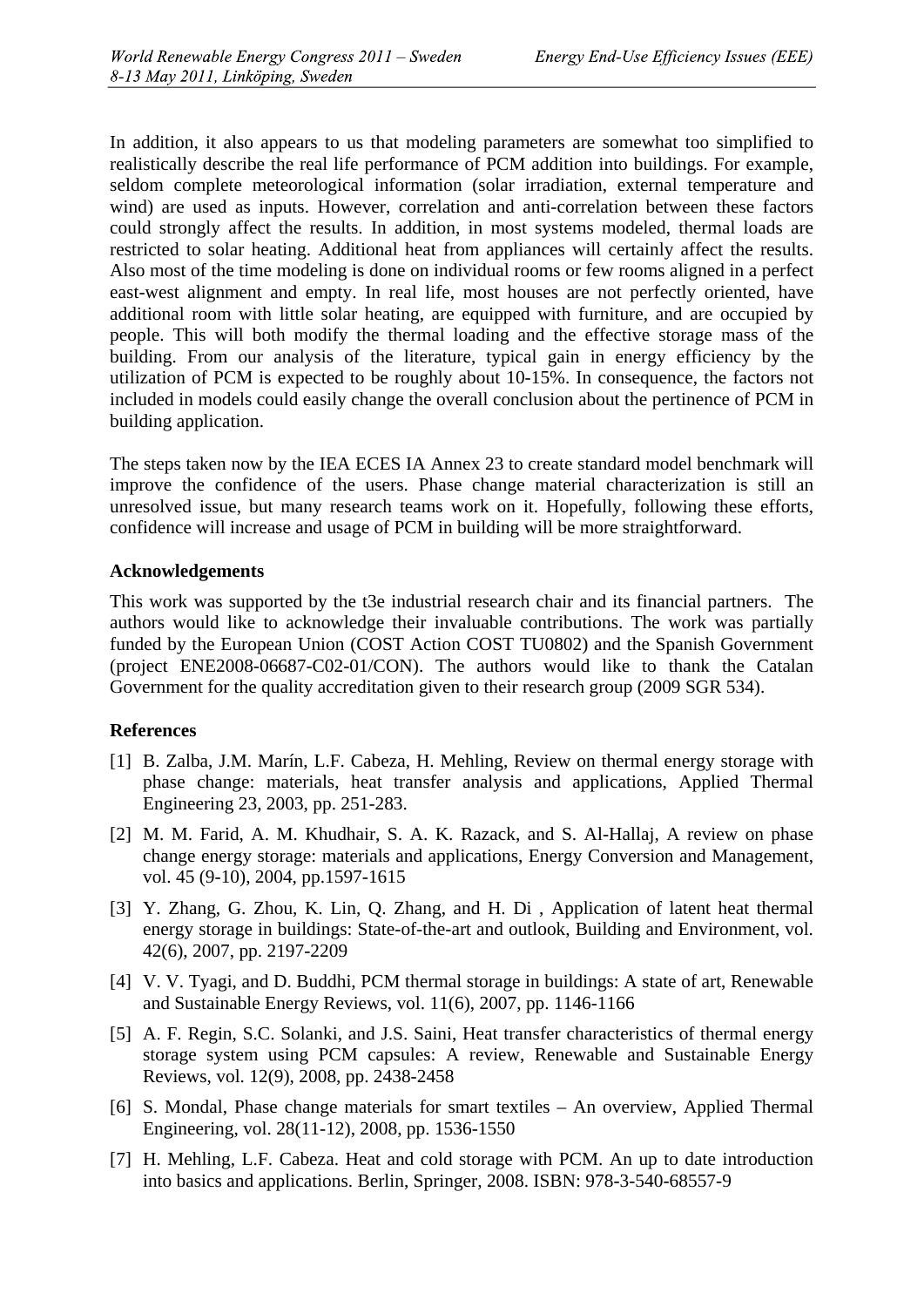In addition, it also appears to us that modeling parameters are somewhat too simplified to realistically describe the real life performance of PCM addition into buildings. For example, seldom complete meteorological information (solar irradiation, external temperature and wind) are used as inputs. However, correlation and anti-correlation between these factors could strongly affect the results. In addition, in most systems modeled, thermal loads are restricted to solar heating. Additional heat from appliances will certainly affect the results. Also most of the time modeling is done on individual rooms or few rooms aligned in a perfect east-west alignment and empty. In real life, most houses are not perfectly oriented, have additional room with little solar heating, are equipped with furniture, and are occupied by people. This will both modify the thermal loading and the effective storage mass of the building. From our analysis of the literature, typical gain in energy efficiency by the utilization of PCM is expected to be roughly about 10-15%. In consequence, the factors not included in models could easily change the overall conclusion about the pertinence of PCM in building application.

The steps taken now by the IEA ECES IA Annex 23 to create standard model benchmark will improve the confidence of the users. Phase change material characterization is still an unresolved issue, but many research teams work on it. Hopefully, following these efforts, confidence will increase and usage of PCM in building will be more straightforward.

## Acknowledgements

This work was supported by the t3e industrial research chair and its financial partners. The authors would like to acknowledge their invaluable contributions. The work was partially funded by the European Union (COST Action COST TU0802) and the Spanish Government (project ENE2008-06687-C02-01/CON). The authors would like to thank the Catalan Government for the quality accreditation given to their research group (2009 SGR 534).

## References

[1] B. Zalba, J.M. Marín, L.F. Cabeza, H. Mehling, Review on thermal energy storage with phase change: materials, heat transfer analysis and applications, Applied Thermal Engineering 23, 2003, pp. 251-283.

[2] M. M. Farid, A. M. Khudhair, S. A. K. Razack, and S. Al-Hallaj, A review on phase change energy storage: materials and applications, Energy Conversion and Management, vol. 45 (9-10), 2004, pp.1597-1615

[3] Y. Zhang, G. Zhou, K. Lin, Q. Zhang, and H. Di , Application of latent heat thermal energy storage in buildings: State-of-the-art and outlook, Building and Environment, vol. 42(6), 2007, pp. 2197-2209

[4] V. V. Tyagi, and D. Buddhi, PCM thermal storage in buildings: A state of art, Renewable and Sustainable Energy Reviews, vol. 11(6), 2007, pp. 1146-1166

[5] A. F. Regin, S.C. Solanki, and J.S. Saini, Heat transfer characteristics of thermal energy storage system using PCM capsules: A review, Renewable and Sustainable Energy Reviews, vol. 12(9), 2008, pp. 2438-2458

[6] S. Mondal, Phase change materials for smart textiles – An overview, Applied Thermal Engineering, vol. 28(11-12), 2008, pp. 1536-1550

[7] H. Mehling, L.F. Cabeza. Heat and cold storage with PCM. An up to date introduction into basics and applications. Berlin, Springer, 2008. ISBN: 978-3-540-68557-9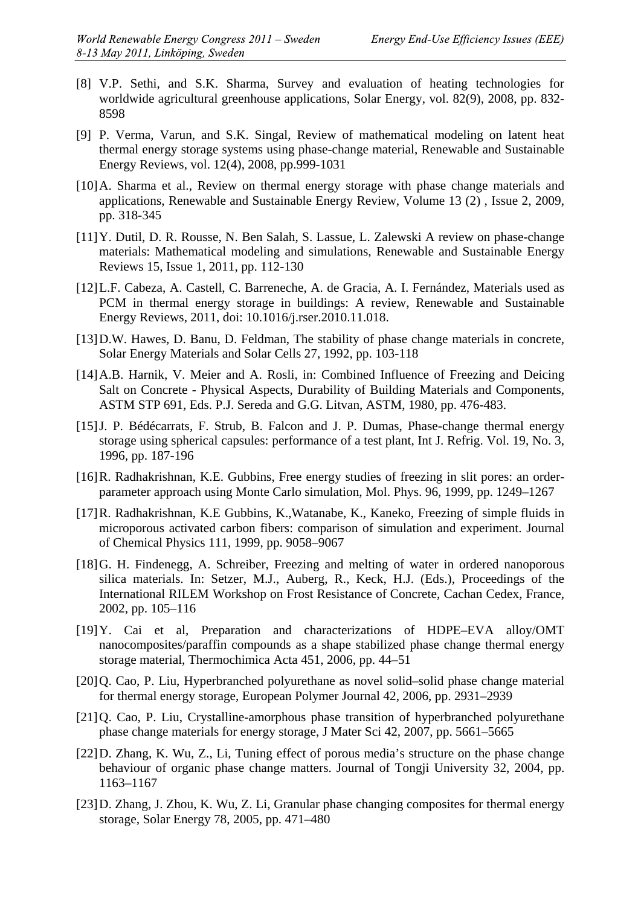[8] V.P. Sethi, and S.K. Sharma, Survey and evaluation of heating technologies for worldwide agricultural greenhouse applications, Solar Energy, vol. 82(9), 2008, pp. 832-8598

[9] P. Verma, Varun, and S.K. Singal, Review of mathematical modeling on latent heat thermal energy storage systems using phase-change material, Renewable and Sustainable Energy Reviews, vol. 12(4), 2008, pp.999-1031

[10] A. Sharma et al., Review on thermal energy storage with phase change materials and applications, Renewable and Sustainable Energy Review, Volume 13 (2) , Issue 2, 2009, pp. 318-345

[11] Y. Dutil, D. R. Rousse, N. Ben Salah, S. Lassue, L. Zalewski A review on phase-change materials: Mathematical modeling and simulations, Renewable and Sustainable Energy Reviews 15, Issue 1, 2011, pp. 112-130

[12] L.F. Cabeza, A. Castell, C. Barreneche, A. de Gracia, A. I. Fernández, Materials used as PCM in thermal energy storage in buildings: A review, Renewable and Sustainable Energy Reviews, 2011, doi: 10.1016/j.rser.2010.11.018.

[13] D.W. Hawes, D. Banu, D. Feldman, The stability of phase change materials in concrete, Solar Energy Materials and Solar Cells 27, 1992, pp. 103-118

[14] A.B. Harnik, V. Meier and A. Rosli, in: Combined Influence of Freezing and Deicing Salt on Concrete - Physical Aspects, Durability of Building Materials and Components, ASTM STP 691, Eds. P.J. Sereda and G.G. Litvan, ASTM, 1980, pp. 476-483.

[15] J. P. Bédécarrats, F. Strub, B. Falcon and J. P. Dumas, Phase-change thermal energy storage using spherical capsules: performance of a test plant, Int J. Refrig. Vol. 19, No. 3, 1996, pp. 187-196

[16] R. Radhakrishnan, K.E. Gubbins, Free energy studies of freezing in slit pores: an order-parameter approach using Monte Carlo simulation, Mol. Phys. 96, 1999, pp. 1249–1267

[17] R. Radhakrishnan, K.E Gubbins, K.,Watanabe, K., Kaneko, Freezing of simple fluids in microporous activated carbon fibers: comparison of simulation and experiment. Journal of Chemical Physics 111, 1999, pp. 9058–9067

[18] G. H. Findenegg, A. Schreiber, Freezing and melting of water in ordered nanoporous silica materials. In: Setzer, M.J., Auberg, R., Keck, H.J. (Eds.), Proceedings of the International RILEM Workshop on Frost Resistance of Concrete, Cachan Cedex, France, 2002, pp. 105–116

[19] Y. Cai et al, Preparation and characterizations of HDPE–EVA alloy/OMT nanocomposites/paraffin compounds as a shape stabilized phase change thermal energy storage material, Thermochimica Acta 451, 2006, pp. 44–51

[20] Q. Cao, P. Liu, Hyperbranched polyurethane as novel solid–solid phase change material for thermal energy storage, European Polymer Journal 42, 2006, pp. 2931–2939

[21] Q. Cao, P. Liu, Crystalline-amorphous phase transition of hyperbranched polyurethane phase change materials for energy storage, J Mater Sci 42, 2007, pp. 5661–5665

[22] D. Zhang, K. Wu, Z., Li, Tuning effect of porous media's structure on the phase change behaviour of organic phase change matters. Journal of Tongji University 32, 2004, pp. 1163–1167

[23] D. Zhang, J. Zhou, K. Wu, Z. Li, Granular phase changing composites for thermal energy storage, Solar Energy 78, 2005, pp. 471–480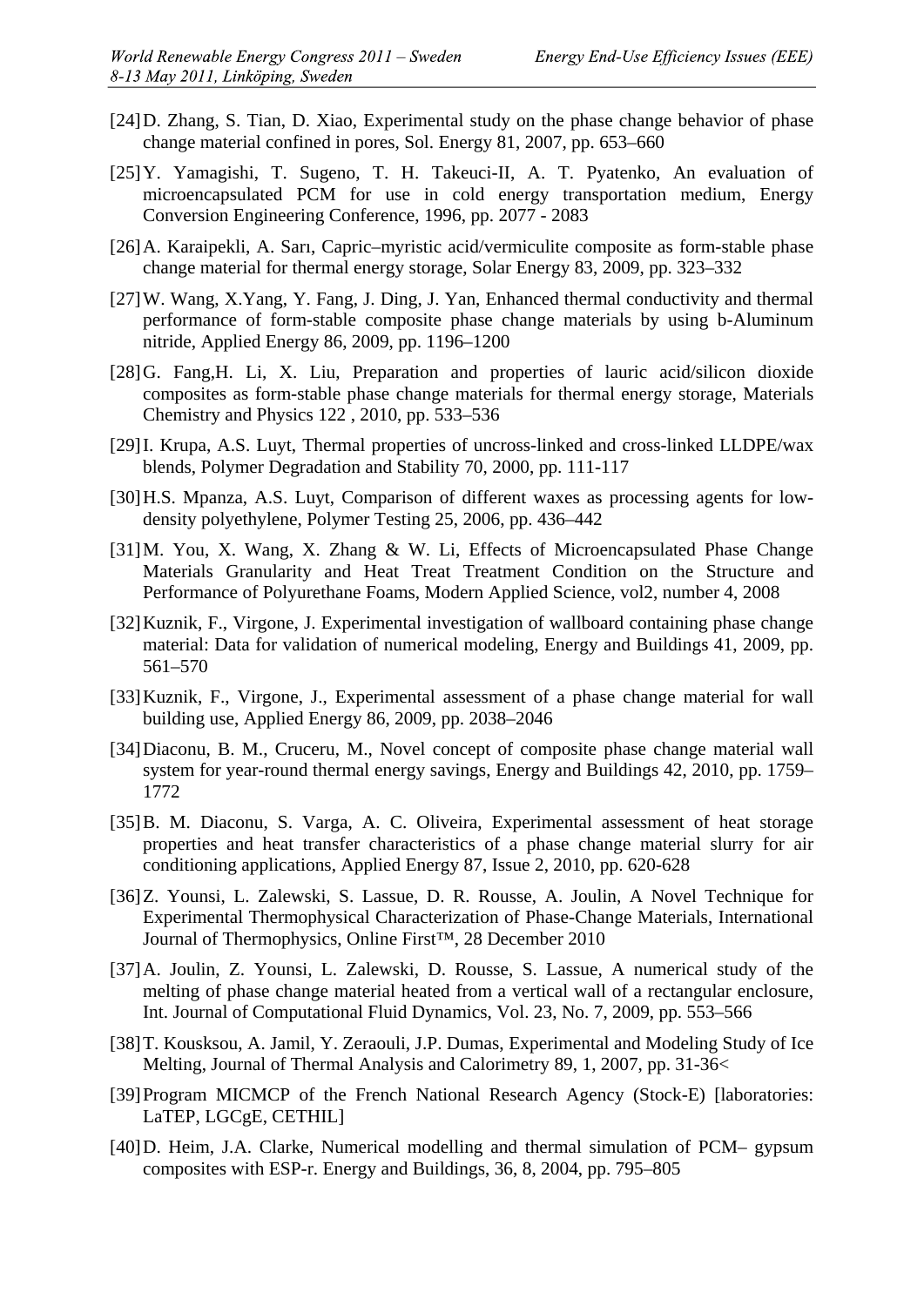[24] D. Zhang, S. Tian, D. Xiao, Experimental study on the phase change behavior of phase change material confined in pores, Sol. Energy 81, 2007, pp. 653–660

[25] Y. Yamagishi, T. Sugeno, T. H. Takeuci-II, A. T. Pyatenko, An evaluation of microencapsulated PCM for use in cold energy transportation medium, Energy Conversion Engineering Conference, 1996, pp. 2077 - 2083

[26] A. Karaipekli, A. Sarı, Capric–myristic acid/vermiculite composite as form-stable phase change material for thermal energy storage, Solar Energy 83, 2009, pp. 323–332

[27] W. Wang, X.Yang, Y. Fang, J. Ding, J. Yan, Enhanced thermal conductivity and thermal performance of form-stable composite phase change materials by using b-Aluminum nitride, Applied Energy 86, 2009, pp. 1196–1200

[28] G. Fang,H. Li, X. Liu, Preparation and properties of lauric acid/silicon dioxide composites as form-stable phase change materials for thermal energy storage, Materials Chemistry and Physics 122 , 2010, pp. 533–536

[29] I. Krupa, A.S. Luyt, Thermal properties of uncross-linked and cross-linked LLDPE/wax blends, Polymer Degradation and Stability 70, 2000, pp. 111-117

[30] H.S. Mpanza, A.S. Luyt, Comparison of different waxes as processing agents for low-density polyethylene, Polymer Testing 25, 2006, pp. 436–442

[31] M. You, X. Wang, X. Zhang & W. Li, Effects of Microencapsulated Phase Change Materials Granularity and Heat Treat Treatment Condition on the Structure and Performance of Polyurethane Foams, Modern Applied Science, vol2, number 4, 2008

[32] Kuznik, F., Virgone, J. Experimental investigation of wallboard containing phase change material: Data for validation of numerical modeling, Energy and Buildings 41, 2009, pp. 561–570

[33] Kuznik, F., Virgone, J., Experimental assessment of a phase change material for wall building use, Applied Energy 86, 2009, pp. 2038–2046

[34] Diaconu, B. M., Cruceru, M., Novel concept of composite phase change material wall system for year-round thermal energy savings, Energy and Buildings 42, 2010, pp. 1759–1772

[35] B. M. Diaconu, S. Varga, A. C. Oliveira, Experimental assessment of heat storage properties and heat transfer characteristics of a phase change material slurry for air conditioning applications, Applied Energy 87, Issue 2, 2010, pp. 620-628

[36] Z. Younsi, L. Zalewski, S. Lassue, D. R. Rousse, A. Joulin, A Novel Technique for Experimental Thermophysical Characterization of Phase-Change Materials, International Journal of Thermophysics, Online First™, 28 December 2010

[37] A. Joulin, Z. Younsi, L. Zalewski, D. Rousse, S. Lassue, A numerical study of the melting of phase change material heated from a vertical wall of a rectangular enclosure, Int. Journal of Computational Fluid Dynamics, Vol. 23, No. 7, 2009, pp. 553–566

[38] T. Kousksou, A. Jamil, Y. Zeraouli, J.P. Dumas, Experimental and Modeling Study of Ice Melting, Journal of Thermal Analysis and Calorimetry 89, 1, 2007, pp. 31-36<

[39] Program MICMCP of the French National Research Agency (Stock-E) [laboratories: LaTEP, LGCgE, CETHIL]

[40] D. Heim, J.A. Clarke, Numerical modelling and thermal simulation of PCM– gypsum composites with ESP-r. Energy and Buildings, 36, 8, 2004, pp. 795–805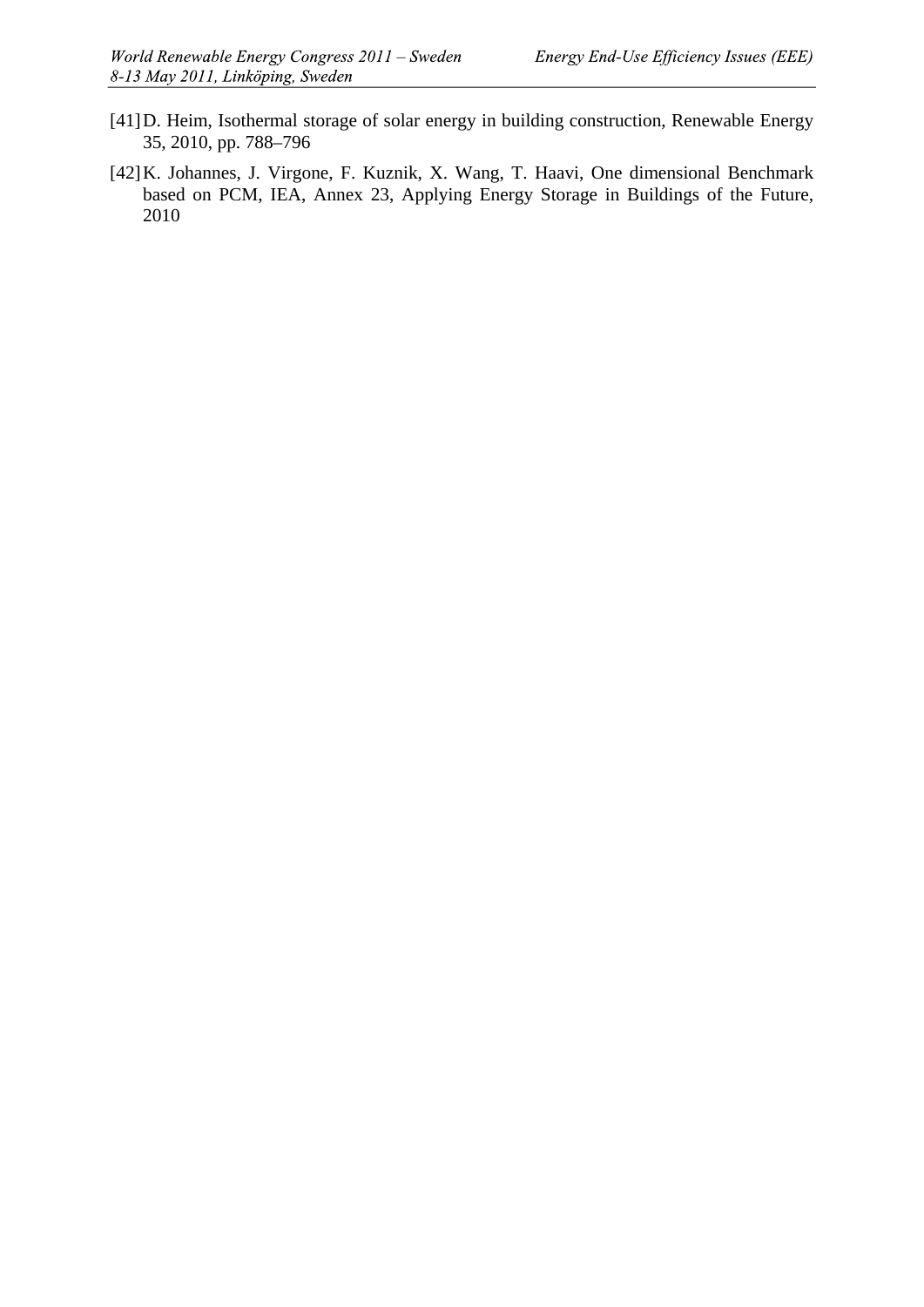[41] D. Heim, Isothermal storage of solar energy in building construction, Renewable Energy 35, 2010, pp. 788–796

[42] K. Johannes, J. Virgone, F. Kuznik, X. Wang, T. Haavi, One dimensional Benchmark based on PCM, IEA, Annex 23, Applying Energy Storage in Buildings of the Future, 2010